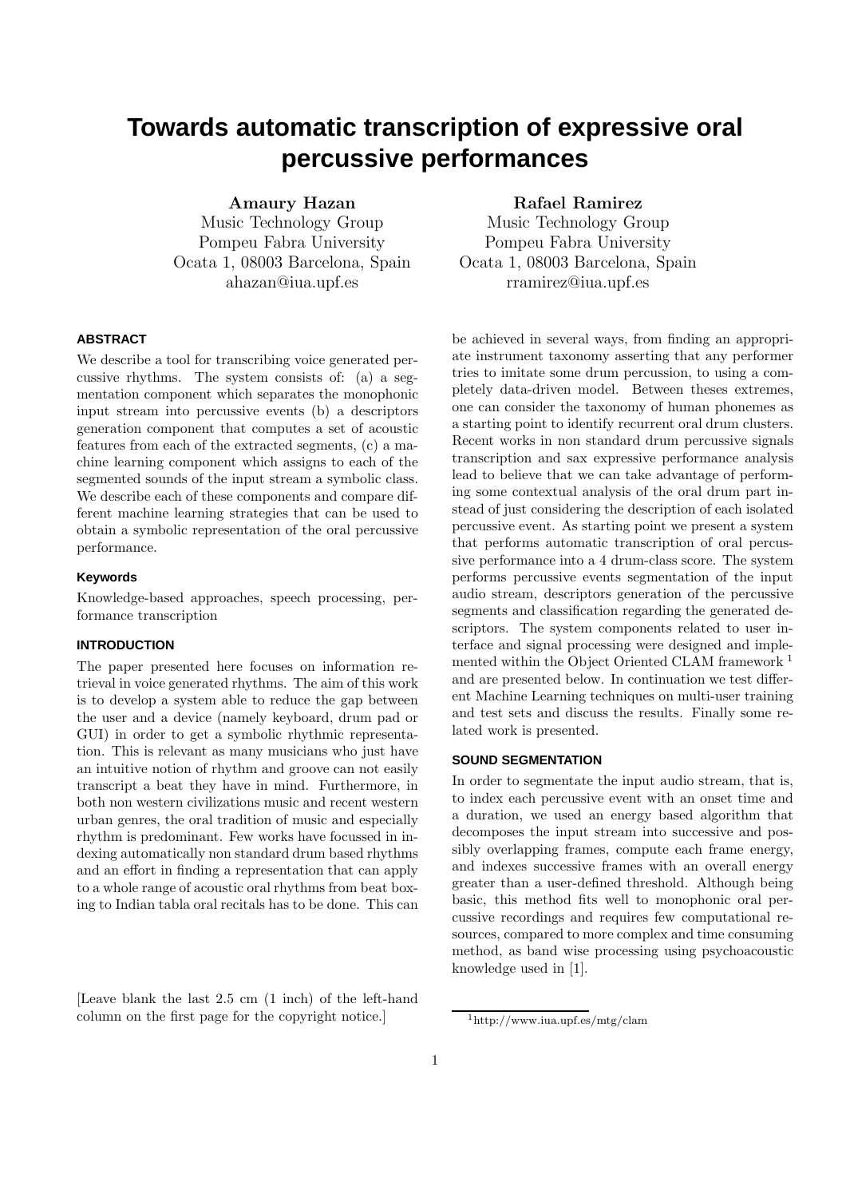# Towards automatic transcription of expressive oral percussive performances

**Amaury Hazan**
Music Technology Group
Pompeu Fabra University
Ocata 1, 08003 Barcelona, Spain
ahazan@iua.upf.es

**Rafael Ramirez**
Music Technology Group
Pompeu Fabra University
Ocata 1, 08003 Barcelona, Spain
rramirez@iua.upf.es

## ABSTRACT

We describe a tool for transcribing voice generated percussive rhythms. The system consists of: (a) a segmentation component which separates the monophonic input stream into percussive events (b) a descriptors generation component that computes a set of acoustic features from each of the extracted segments, (c) a machine learning component which assigns to each of the segmented sounds of the input stream a symbolic class. We describe each of these components and compare different machine learning strategies that can be used to obtain a symbolic representation of the oral percussive performance.

### Keywords

Knowledge-based approaches, speech processing, performance transcription

## INTRODUCTION

The paper presented here focuses on information retrieval in voice generated rhythms. The aim of this work is to develop a system able to reduce the gap between the user and a device (namely keyboard, drum pad or GUI) in order to get a symbolic rhythmic representation. This is relevant as many musicians who just have an intuitive notion of rhythm and groove can not easily transcript a beat they have in mind. Furthermore, in both non western civilizations music and recent western urban genres, the oral tradition of music and especially rhythm is predominant. Few works have focussed in indexing automatically non standard drum based rhythms and an effort in finding a representation that can apply to a whole range of acoustic oral rhythms from beat boxing to Indian tabla oral recitals has to be done. This can be achieved in several ways, from finding an appropriate instrument taxonomy asserting that any performer tries to imitate some drum percussion, to using a completely data-driven model. Between theses extremes, one can consider the taxonomy of human phonemes as a starting point to identify recurrent oral drum clusters. Recent works in non standard drum percussive signals transcription and sax expressive performance analysis lead to believe that we can take advantage of performing some contextual analysis of the oral drum part instead of just considering the description of each isolated percussive event. As starting point we present a system that performs automatic transcription of oral percussive performance into a 4 drum-class score. The system performs percussive events segmentation of the input audio stream, descriptors generation of the percussive segments and classification regarding the generated descriptors. The system components related to user interface and signal processing were designed and implemented within the Object Oriented CLAM framework [1] and are presented below. In continuation we test different Machine Learning techniques on multi-user training and test sets and discuss the results. Finally some related work is presented.

[Leave blank the last 2.5 cm (1 inch) of the left-hand column on the first page for the copyright notice.]

## SOUND SEGMENTATION

In order to segmentate the input audio stream, that is, to index each percussive event with an onset time and a duration, we used an energy based algorithm that decomposes the input stream into successive and possibly overlapping frames, compute each frame energy, and indexes successive frames with an overall energy greater than a user-defined threshold. Although being basic, this method fits well to monophonic oral percussive recordings and requires few computational resources, compared to more complex and time consuming method, as band wise processing using psychoacoustic knowledge used in [1].

[1] http://www.iua.upf.es/mtg/clam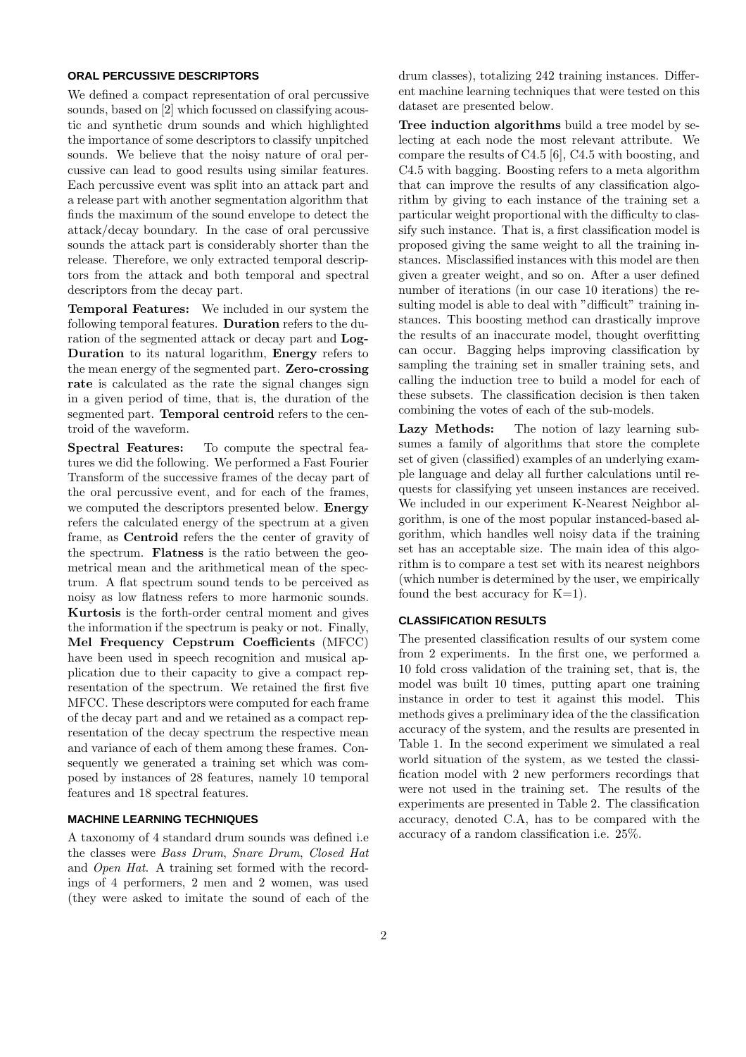## ORAL PERCUSSIVE DESCRIPTORS

We defined a compact representation of oral percussive sounds, based on [2] which focussed on classifying acoustic and synthetic drum sounds and which highlighted the importance of some descriptors to classify unpitched sounds. We believe that the noisy nature of oral percussive can lead to good results using similar features. Each percussive event was split into an attack part and a release part with another segmentation algorithm that finds the maximum of the sound envelope to detect the attack/decay boundary. In the case of oral percussive sounds the attack part is considerably shorter than the release. Therefore, we only extracted temporal descriptors from the attack and both temporal and spectral descriptors from the decay part.

**Temporal Features:** We included in our system the following temporal features. **Duration** refers to the duration of the segmented attack or decay part and **Log-Duration** to its natural logarithm, **Energy** refers to the mean energy of the segmented part. **Zero-crossing rate** is calculated as the rate the signal changes sign in a given period of time, that is, the duration of the segmented part. **Temporal centroid** refers to the centroid of the waveform.

**Spectral Features:** To compute the spectral features we did the following. We performed a Fast Fourier Transform of the successive frames of the decay part of the oral percussive event, and for each of the frames, we computed the descriptors presented below. **Energy** refers the calculated energy of the spectrum at a given frame, as **Centroid** refers the the center of gravity of the spectrum. **Flatness** is the ratio between the geometrical mean and the arithmetical mean of the spectrum. A flat spectrum sound tends to be perceived as noisy as low flatness refers to more harmonic sounds. **Kurtosis** is the forth-order central moment and gives the information if the spectrum is peaky or not. Finally, **Mel Frequency Cepstrum Coefficients** (MFCC) have been used in speech recognition and musical application due to their capacity to give a compact representation of the spectrum. We retained the first five MFCC. These descriptors were computed for each frame of the decay part and and we retained as a compact representation of the decay spectrum the respective mean and variance of each of them among these frames. Consequently we generated a training set which was composed by instances of 28 features, namely 10 temporal features and 18 spectral features.

## MACHINE LEARNING TECHNIQUES

A taxonomy of 4 standard drum sounds was defined i.e the classes were *Bass Drum*, *Snare Drum*, *Closed Hat* and *Open Hat*. A training set formed with the recordings of 4 performers, 2 men and 2 women, was used (they were asked to imitate the sound of each of the drum classes), totalizing 242 training instances. Different machine learning techniques that were tested on this dataset are presented below.

**Tree induction algorithms** build a tree model by selecting at each node the most relevant attribute. We compare the results of C4.5 [6], C4.5 with boosting, and C4.5 with bagging. Boosting refers to a meta algorithm that can improve the results of any classification algorithm by giving to each instance of the training set a particular weight proportional with the difficulty to classify such instance. That is, a first classification model is proposed giving the same weight to all the training instances. Misclassified instances with this model are then given a greater weight, and so on. After a user defined number of iterations (in our case 10 iterations) the resulting model is able to deal with "difficult" training instances. This boosting method can drastically improve the results of an inaccurate model, thought overfitting can occur. Bagging helps improving classification by sampling the training set in smaller training sets, and calling the induction tree to build a model for each of these subsets. The classification decision is then taken combining the votes of each of the sub-models.

**Lazy Methods:** The notion of lazy learning subsumes a family of algorithms that store the complete set of given (classified) examples of an underlying example language and delay all further calculations until requests for classifying yet unseen instances are received. We included in our experiment K-Nearest Neighbor algorithm, is one of the most popular instanced-based algorithm, which handles well noisy data if the training set has an acceptable size. The main idea of this algorithm is to compare a test set with its nearest neighbors (which number is determined by the user, we empirically found the best accuracy for K=1).

## CLASSIFICATION RESULTS

The presented classification results of our system come from 2 experiments. In the first one, we performed a 10 fold cross validation of the training set, that is, the model was built 10 times, putting apart one training instance in order to test it against this model. This methods gives a preliminary idea of the the classification accuracy of the system, and the results are presented in Table 1. In the second experiment we simulated a real world situation of the system, as we tested the classification model with 2 new performers recordings that were not used in the training set. The results of the experiments are presented in Table 2. The classification accuracy, denoted C.A, has to be compared with the accuracy of a random classification i.e. 25%.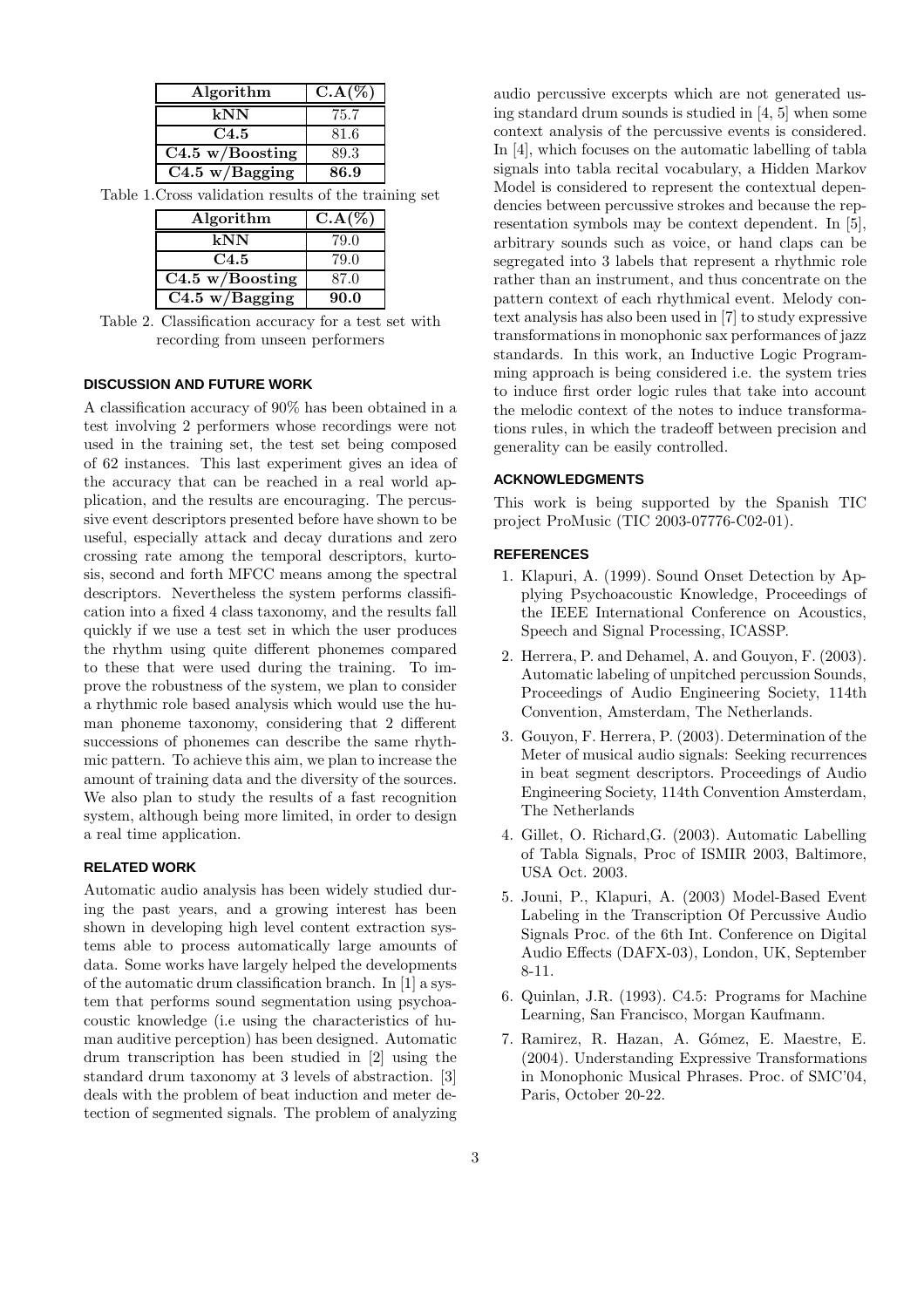| Algorithm | C.A(%) |
| --- | --- |
| **kNN** | 75.7 |
| **C4.5** | 81.6 |
| **C4.5 w/Boosting** | 89.3 |
| **C4.5 w/Bagging** | **86.9** |

Table 1.Cross validation results of the training set

| Algorithm | C.A(%) |
| --- | --- |
| **kNN** | 79.0 |
| **C4.5** | 79.0 |
| **C4.5 w/Boosting** | 87.0 |
| **C4.5 w/Bagging** | **90.0** |

Table 2. Classification accuracy for a test set with recording from unseen performers

## DISCUSSION AND FUTURE WORK

A classification accuracy of 90% has been obtained in a test involving 2 performers whose recordings were not used in the training set, the test set being composed of 62 instances. This last experiment gives an idea of the accuracy that can be reached in a real world application, and the results are encouraging. The percussive event descriptors presented before have shown to be useful, especially attack and decay durations and zero crossing rate among the temporal descriptors, kurtosis, second and forth MFCC means among the spectral descriptors. Nevertheless the system performs classification into a fixed 4 class taxonomy, and the results fall quickly if we use a test set in which the user produces the rhythm using quite different phonemes compared to these that were used during the training. To improve the robustness of the system, we plan to consider a rhythmic role based analysis which would use the human phoneme taxonomy, considering that 2 different successions of phonemes can describe the same rhythmic pattern. To achieve this aim, we plan to increase the amount of training data and the diversity of the sources. We also plan to study the results of a fast recognition system, although being more limited, in order to design a real time application.

## RELATED WORK

Automatic audio analysis has been widely studied during the past years, and a growing interest has been shown in developing high level content extraction systems able to process automatically large amounts of data. Some works have largely helped the developments of the automatic drum classification branch. In [1] a system that performs sound segmentation using psychoacoustic knowledge (i.e using the characteristics of human auditive perception) has been designed. Automatic drum transcription has been studied in [2] using the standard drum taxonomy at 3 levels of abstraction. [3] deals with the problem of beat induction and meter detection of segmented signals. The problem of analyzing audio percussive excerpts which are not generated using standard drum sounds is studied in [4, 5] when some context analysis of the percussive events is considered. In [4], which focuses on the automatic labelling of tabla signals into tabla recital vocabulary, a Hidden Markov Model is considered to represent the contextual dependencies between percussive strokes and because the representation symbols may be context dependent. In [5], arbitrary sounds such as voice, or hand claps can be segregated into 3 labels that represent a rhythmic role rather than an instrument, and thus concentrate on the pattern context of each rhythmical event. Melody context analysis has also been used in [7] to study expressive transformations in monophonic sax performances of jazz standards. In this work, an Inductive Logic Programming approach is being considered i.e. the system tries to induce first order logic rules that take into account the melodic context of the notes to induce transformations rules, in which the tradeoff between precision and generality can be easily controlled.

## ACKNOWLEDGMENTS

This work is being supported by the Spanish TIC project ProMusic (TIC 2003-07776-C02-01).

## REFERENCES

1. Klapuri, A. (1999). Sound Onset Detection by Applying Psychoacoustic Knowledge, Proceedings of the IEEE International Conference on Acoustics, Speech and Signal Processing, ICASSP.
2. Herrera, P. and Dehamel, A. and Gouyon, F. (2003). Automatic labeling of unpitched percussion Sounds, Proceedings of Audio Engineering Society, 114th Convention, Amsterdam, The Netherlands.
3. Gouyon, F. Herrera, P. (2003). Determination of the Meter of musical audio signals: Seeking recurrences in beat segment descriptors. Proceedings of Audio Engineering Society, 114th Convention Amsterdam, The Netherlands
4. Gillet, O. Richard,G. (2003). Automatic Labelling of Tabla Signals, Proc of ISMIR 2003, Baltimore, USA Oct. 2003.
5. Jouni, P., Klapuri, A. (2003) Model-Based Event Labeling in the Transcription Of Percussive Audio Signals Proc. of the 6th Int. Conference on Digital Audio Effects (DAFX-03), London, UK, September 8-11.
6. Quinlan, J.R. (1993). C4.5: Programs for Machine Learning, San Francisco, Morgan Kaufmann.
7. Ramirez, R. Hazan, A. Gómez, E. Maestre, E. (2004). Understanding Expressive Transformations in Monophonic Musical Phrases. Proc. of SMC'04, Paris, October 20-22.